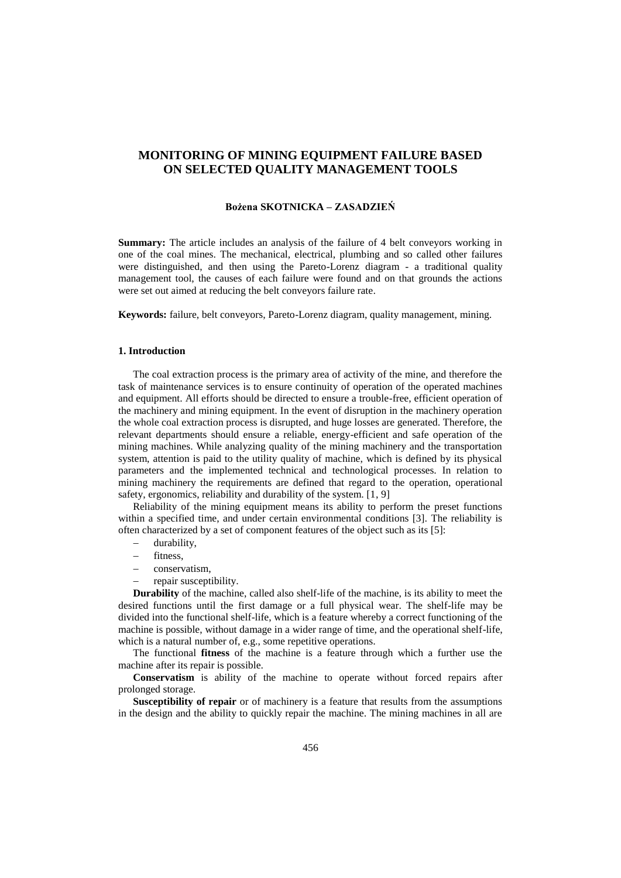# MONITORING OF MINING EQUIPMENT FAILURE BASED ON SELECTED QUALITY MANAGEMENT TOOLS

**Bożena SKOTNICKA – ZASADZIEŃ**

**Summary:** The article includes an analysis of the failure of 4 belt conveyors working in one of the coal mines. The mechanical, electrical, plumbing and so called other failures were distinguished, and then using the Pareto-Lorenz diagram - a traditional quality management tool, the causes of each failure were found and on that grounds the actions were set out aimed at reducing the belt conveyors failure rate.

**Keywords:** failure, belt conveyors, Pareto-Lorenz diagram, quality management, mining.

## 1. Introduction

The coal extraction process is the primary area of activity of the mine, and therefore the task of maintenance services is to ensure continuity of operation of the operated machines and equipment. All efforts should be directed to ensure a trouble-free, efficient operation of the machinery and mining equipment. In the event of disruption in the machinery operation the whole coal extraction process is disrupted, and huge losses are generated. Therefore, the relevant departments should ensure a reliable, energy-efficient and safe operation of the mining machines. While analyzing quality of the mining machinery and the transportation system, attention is paid to the utility quality of machine, which is defined by its physical parameters and the implemented technical and technological processes. In relation to mining machinery the requirements are defined that regard to the operation, operational safety, ergonomics, reliability and durability of the system. [1, 9]

Reliability of the mining equipment means its ability to perform the preset functions within a specified time, and under certain environmental conditions [3]. The reliability is often characterized by a set of component features of the object such as its [5]:

- durability,
- fitness,
- conservatism,
- repair susceptibility.

**Durability** of the machine, called also shelf-life of the machine, is its ability to meet the desired functions until the first damage or a full physical wear. The shelf-life may be divided into the functional shelf-life, which is a feature whereby a correct functioning of the machine is possible, without damage in a wider range of time, and the operational shelf-life, which is a natural number of, e.g., some repetitive operations.

The functional **fitness** of the machine is a feature through which a further use the machine after its repair is possible.

**Conservatism** is ability of the machine to operate without forced repairs after prolonged storage.

**Susceptibility of repair** or of machinery is a feature that results from the assumptions in the design and the ability to quickly repair the machine. The mining machines in all are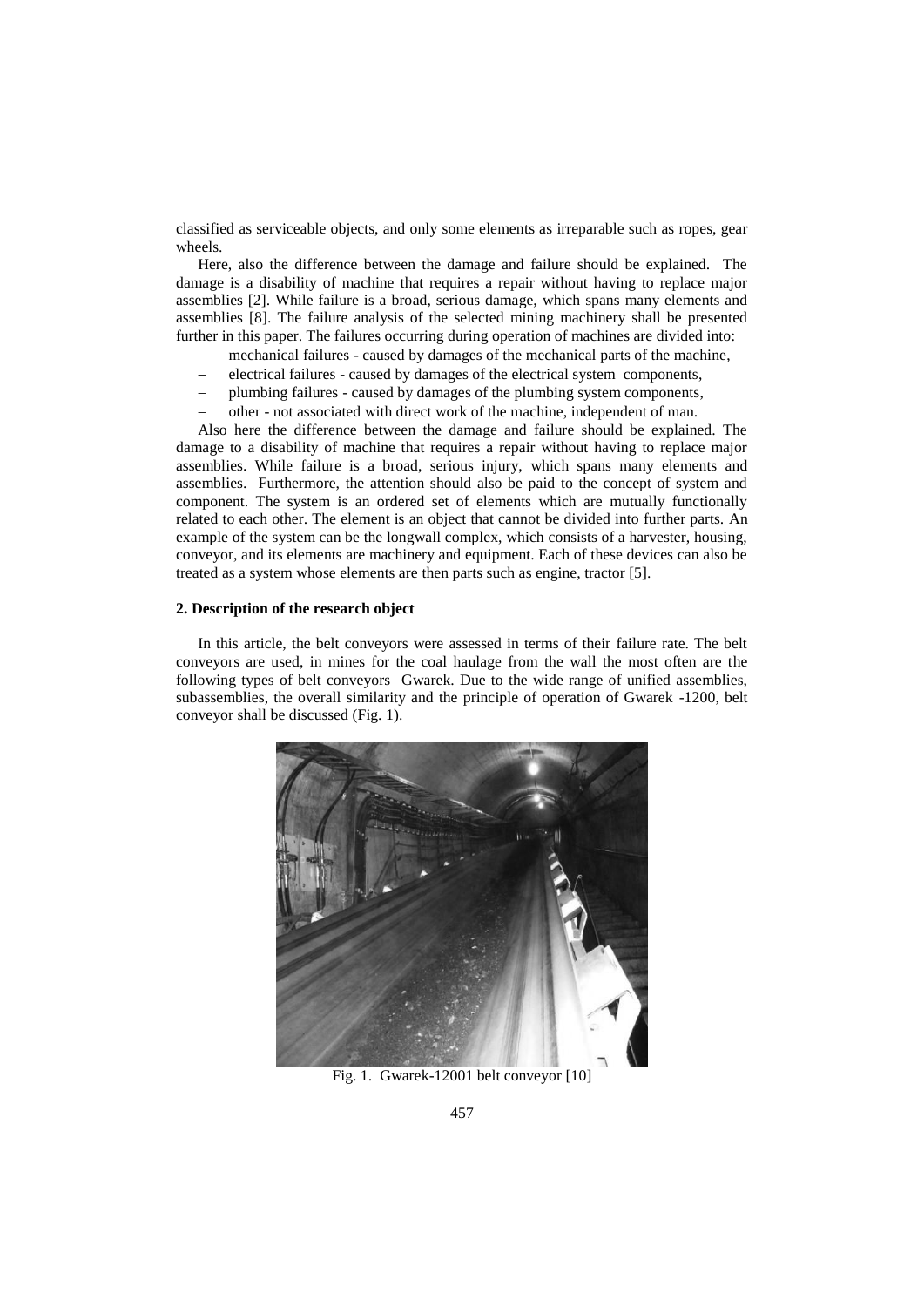classified as serviceable objects, and only some elements as irreparable such as ropes, gear wheels.

Here, also the difference between the damage and failure should be explained. The damage is a disability of machine that requires a repair without having to replace major assemblies [2]. While failure is a broad, serious damage, which spans many elements and assemblies [8]. The failure analysis of the selected mining machinery shall be presented further in this paper. The failures occurring during operation of machines are divided into:

- mechanical failures - caused by damages of the mechanical parts of the machine,
- electrical failures - caused by damages of the electrical system components,
- plumbing failures - caused by damages of the plumbing system components,
- other - not associated with direct work of the machine, independent of man.

Also here the difference between the damage and failure should be explained. The damage to a disability of machine that requires a repair without having to replace major assemblies. While failure is a broad, serious injury, which spans many elements and assemblies. Furthermore, the attention should also be paid to the concept of system and component. The system is an ordered set of elements which are mutually functionally related to each other. The element is an object that cannot be divided into further parts. An example of the system can be the longwall complex, which consists of a harvester, housing, conveyor, and its elements are machinery and equipment. Each of these devices can also be treated as a system whose elements are then parts such as engine, tractor [5].

## 2. Description of the research object

In this article, the belt conveyors were assessed in terms of their failure rate. The belt conveyors are used, in mines for the coal haulage from the wall the most often are the following types of belt conveyors Gwarek. Due to the wide range of unified assemblies, subassemblies, the overall similarity and the principle of operation of Gwarek -1200, belt conveyor shall be discussed (Fig. 1).

Fig. 1. Gwarek-12001 belt conveyor [10]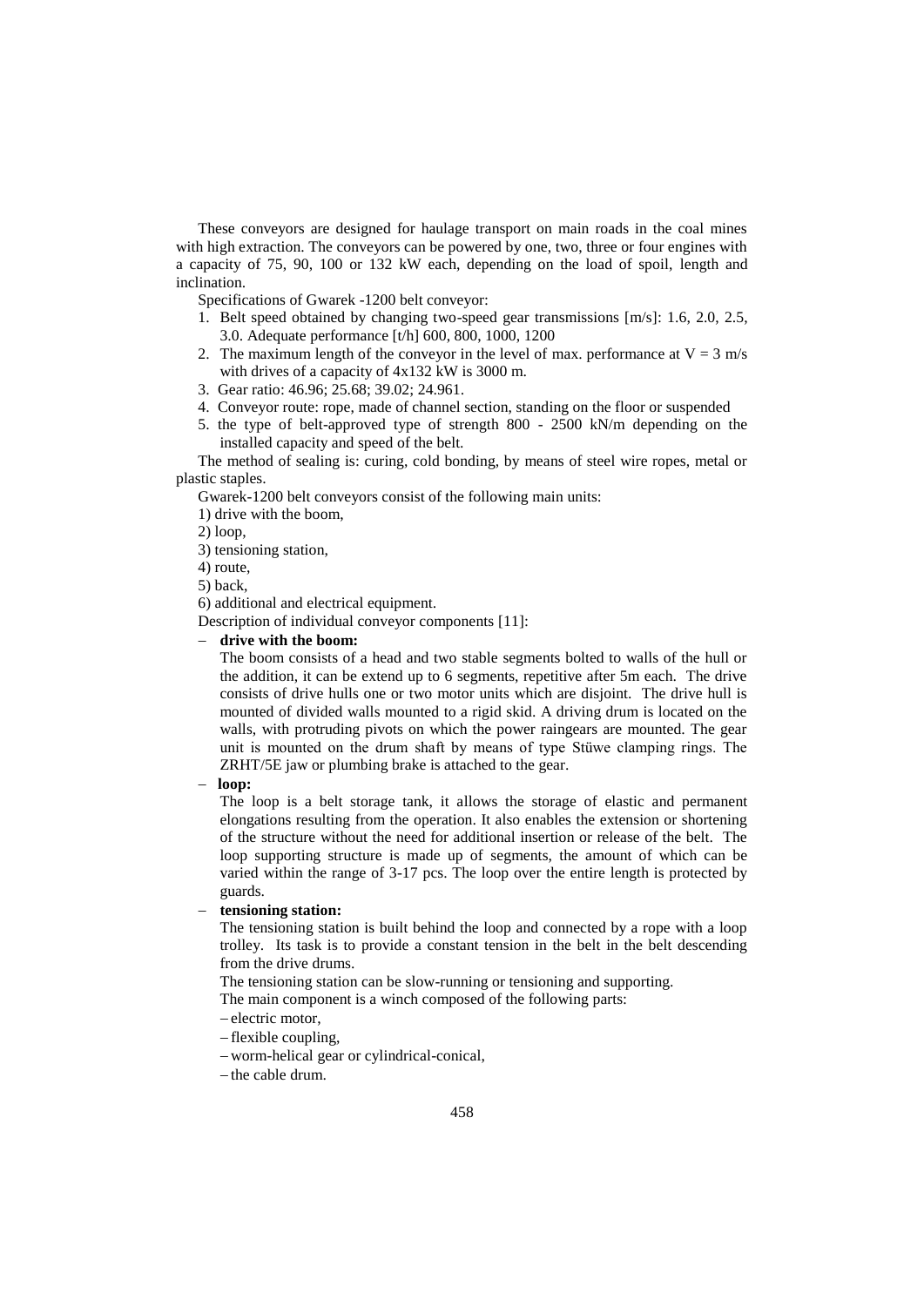These conveyors are designed for haulage transport on main roads in the coal mines with high extraction. The conveyors can be powered by one, two, three or four engines with a capacity of 75, 90, 100 or 132 kW each, depending on the load of spoil, length and inclination.

Specifications of Gwarek -1200 belt conveyor:

1. Belt speed obtained by changing two-speed gear transmissions [m/s]: 1.6, 2.0, 2.5, 3.0. Adequate performance [t/h] 600, 800, 1000, 1200
2. The maximum length of the conveyor in the level of max. performance at V = 3 m/s with drives of a capacity of 4x132 kW is 3000 m.
3. Gear ratio: 46.96; 25.68; 39.02; 24.961.
4. Conveyor route: rope, made of channel section, standing on the floor or suspended
5. the type of belt-approved type of strength 800 - 2500 kN/m depending on the installed capacity and speed of the belt.

The method of sealing is: curing, cold bonding, by means of steel wire ropes, metal or plastic staples.

Gwarek-1200 belt conveyors consist of the following main units:

1) drive with the boom,
2) loop,
3) tensioning station,
4) route,
5) back,
6) additional and electrical equipment.

Description of individual conveyor components [11]:

– **drive with the boom:**

  The boom consists of a head and two stable segments bolted to walls of the hull or the addition, it can be extend up to 6 segments, repetitive after 5m each. The drive consists of drive hulls one or two motor units which are disjoint. The drive hull is mounted of divided walls mounted to a rigid skid. A driving drum is located on the walls, with protruding pivots on which the power raingears are mounted. The gear unit is mounted on the drum shaft by means of type Stüwe clamping rings. The ZRHT/5E jaw or plumbing brake is attached to the gear.

– **loop:**

  The loop is a belt storage tank, it allows the storage of elastic and permanent elongations resulting from the operation. It also enables the extension or shortening of the structure without the need for additional insertion or release of the belt. The loop supporting structure is made up of segments, the amount of which can be varied within the range of 3-17 pcs. The loop over the entire length is protected by guards.

– **tensioning station:**

  The tensioning station is built behind the loop and connected by a rope with a loop trolley. Its task is to provide a constant tension in the belt in the belt descending from the drive drums.

  The tensioning station can be slow-running or tensioning and supporting.

  The main component is a winch composed of the following parts:

  – electric motor,
  – flexible coupling,
  – worm-helical gear or cylindrical-conical,
  – the cable drum.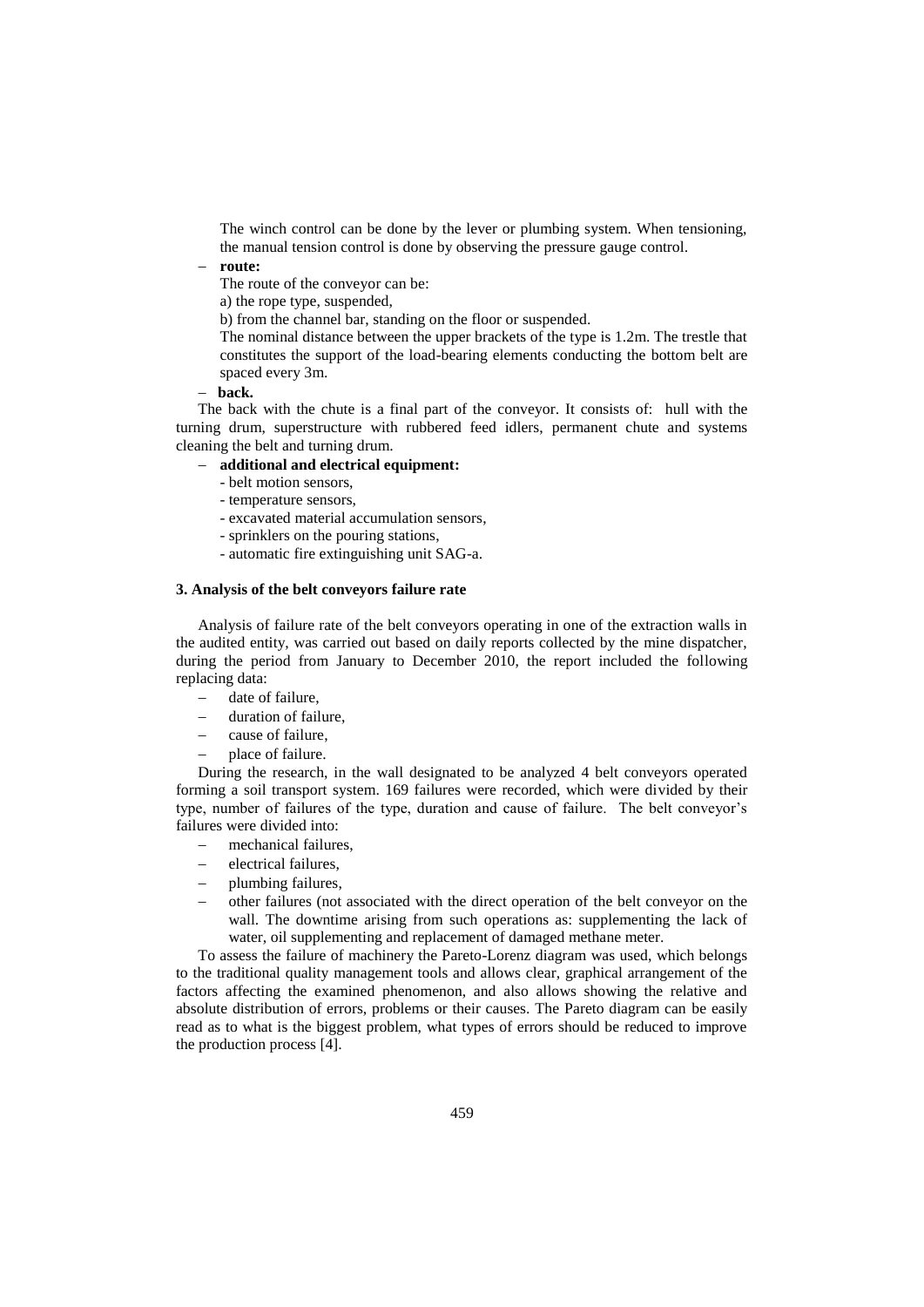The winch control can be done by the lever or plumbing system. When tensioning, the manual tension control is done by observing the pressure gauge control.

– **route:**

The route of the conveyor can be:

a) the rope type, suspended,

b) from the channel bar, standing on the floor or suspended.

The nominal distance between the upper brackets of the type is 1.2m. The trestle that constitutes the support of the load-bearing elements conducting the bottom belt are spaced every 3m.

– **back.**

The back with the chute is a final part of the conveyor. It consists of: hull with the turning drum, superstructure with rubbered feed idlers, permanent chute and systems cleaning the belt and turning drum.

– **additional and electrical equipment:**
  - belt motion sensors,
  - temperature sensors,
  - excavated material accumulation sensors,
  - sprinklers on the pouring stations,
  - automatic fire extinguishing unit SAG-a.

### 3. Analysis of the belt conveyors failure rate

Analysis of failure rate of the belt conveyors operating in one of the extraction walls in the audited entity, was carried out based on daily reports collected by the mine dispatcher, during the period from January to December 2010, the report included the following replacing data:

- date of failure,
- duration of failure,
- cause of failure,
- place of failure.

During the research, in the wall designated to be analyzed 4 belt conveyors operated forming a soil transport system. 169 failures were recorded, which were divided by their type, number of failures of the type, duration and cause of failure. The belt conveyor's failures were divided into:

- mechanical failures,
- electrical failures,
- plumbing failures,
- other failures (not associated with the direct operation of the belt conveyor on the wall. The downtime arising from such operations as: supplementing the lack of water, oil supplementing and replacement of damaged methane meter.

To assess the failure of machinery the Pareto-Lorenz diagram was used, which belongs to the traditional quality management tools and allows clear, graphical arrangement of the factors affecting the examined phenomenon, and also allows showing the relative and absolute distribution of errors, problems or their causes. The Pareto diagram can be easily read as to what is the biggest problem, what types of errors should be reduced to improve the production process [4].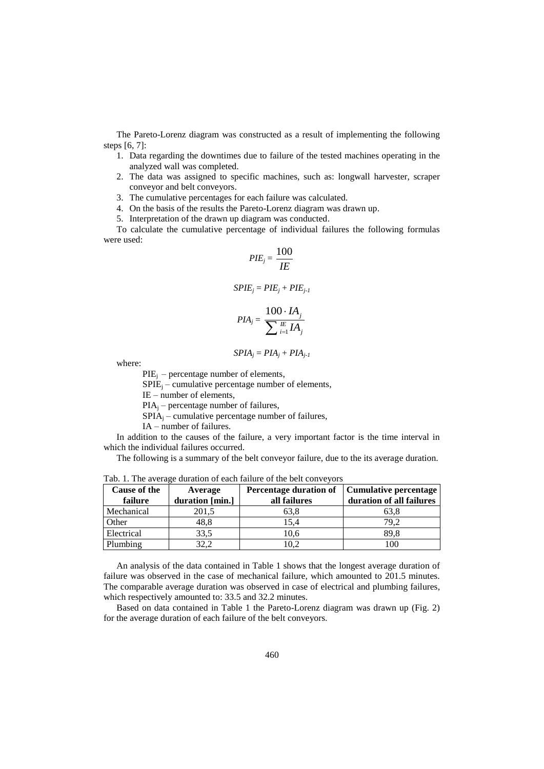The Pareto-Lorenz diagram was constructed as a result of implementing the following steps [6, 7]:

1. Data regarding the downtimes due to failure of the tested machines operating in the analyzed wall was completed.
2. The data was assigned to specific machines, such as: longwall harvester, scraper conveyor and belt conveyors.
3. The cumulative percentages for each failure was calculated.
4. On the basis of the results the Pareto-Lorenz diagram was drawn up.
5. Interpretation of the drawn up diagram was conducted.

To calculate the cumulative percentage of individual failures the following formulas were used:

$$PIE_j = \frac{100}{IE}$$

$$SPIE_j = PIE_j + PIE_{j-1}$$

$$PIA_j = \frac{100 \cdot IA_j}{\sum_{i=1}^{IE} IA_j}$$

$$SPIA_j = PIA_j + PIA_{j-1}$$

where:

$PIE_j$ – percentage number of elements,

$SPIE_j$ – cumulative percentage number of elements,

$IE$ – number of elements,

$PIA_j$ – percentage number of failures,

$SPIA_j$ – cumulative percentage number of failures,

$IA$ – number of failures.

In addition to the causes of the failure, a very important factor is the time interval in which the individual failures occurred.

The following is a summary of the belt conveyor failure, due to the its average duration.

Tab. 1. The average duration of each failure of the belt conveyors

| Cause of the failure | Average duration [min.] | Percentage duration of all failures | Cumulative percentage duration of all failures |
|---|---|---|---|
| Mechanical | 201,5 | 63,8 | 63,8 |
| Other | 48,8 | 15,4 | 79,2 |
| Electrical | 33,5 | 10,6 | 89,8 |
| Plumbing | 32,2 | 10,2 | 100 |

An analysis of the data contained in Table 1 shows that the longest average duration of failure was observed in the case of mechanical failure, which amounted to 201.5 minutes. The comparable average duration was observed in case of electrical and plumbing failures, which respectively amounted to: 33.5 and 32.2 minutes.

Based on data contained in Table 1 the Pareto-Lorenz diagram was drawn up (Fig. 2) for the average duration of each failure of the belt conveyors.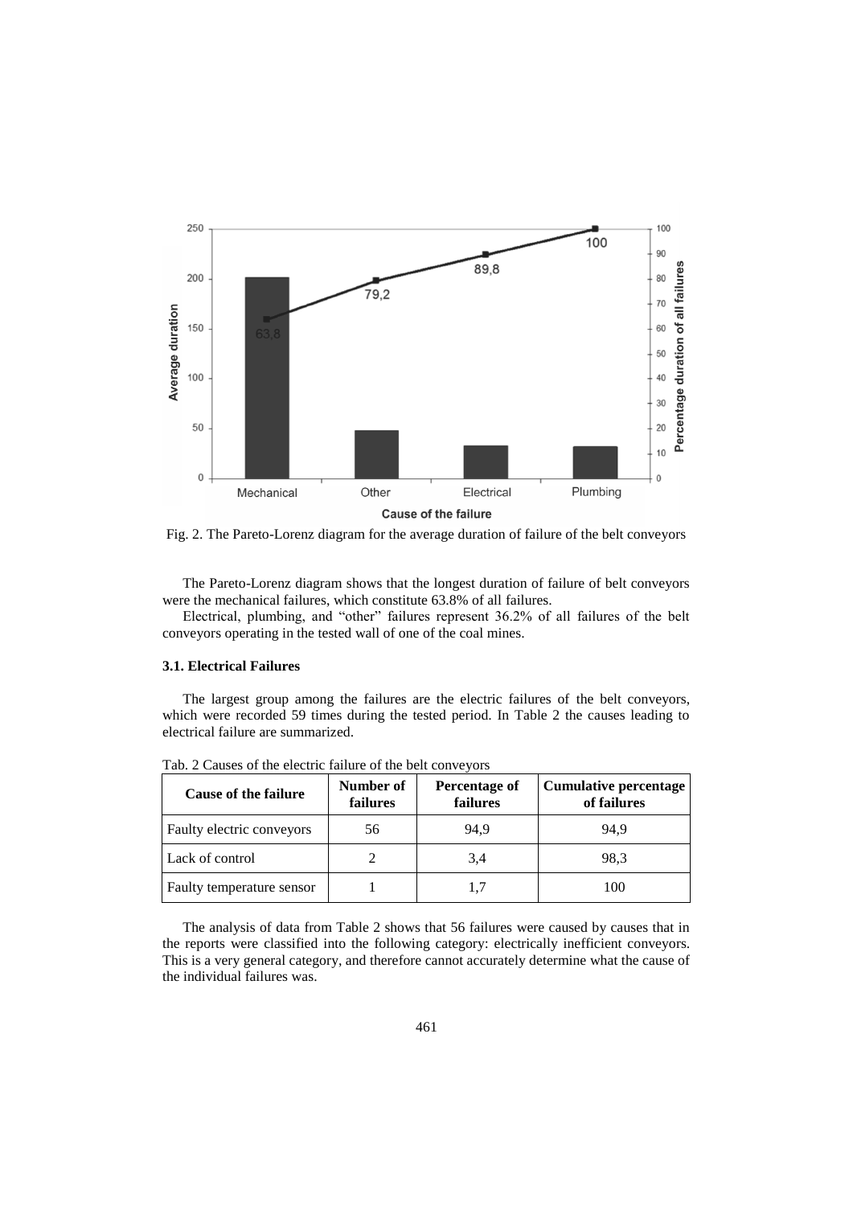Fig. 2. The Pareto-Lorenz diagram for the average duration of failure of the belt conveyors

The Pareto-Lorenz diagram shows that the longest duration of failure of belt conveyors were the mechanical failures, which constitute 63.8% of all failures.

Electrical, plumbing, and "other" failures represent 36.2% of all failures of the belt conveyors operating in the tested wall of one of the coal mines.

### 3.1. Electrical Failures

The largest group among the failures are the electric failures of the belt conveyors, which were recorded 59 times during the tested period. In Table 2 the causes leading to electrical failure are summarized.

Tab. 2 Causes of the electric failure of the belt conveyors

| Cause of the failure | Number of failures | Percentage of failures | Cumulative percentage of failures |
|---|---|---|---|
| Faulty electric conveyors | 56 | 94,9 | 94,9 |
| Lack of control | 2 | 3,4 | 98,3 |
| Faulty temperature sensor | 1 | 1,7 | 100 |

The analysis of data from Table 2 shows that 56 failures were caused by causes that in the reports were classified into the following category: electrically inefficient conveyors. This is a very general category, and therefore cannot accurately determine what the cause of the individual failures was.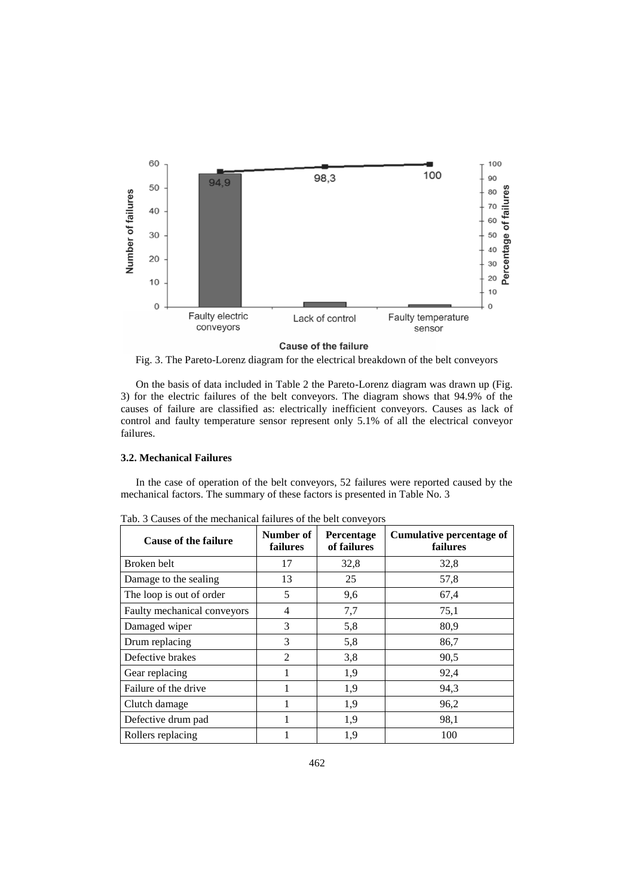Fig. 3. The Pareto-Lorenz diagram for the electrical breakdown of the belt conveyors

On the basis of data included in Table 2 the Pareto-Lorenz diagram was drawn up (Fig. 3) for the electric failures of the belt conveyors. The diagram shows that 94.9% of the causes of failure are classified as: electrically inefficient conveyors. Causes as lack of control and faulty temperature sensor represent only 5.1% of all the electrical conveyor failures.

### 3.2. Mechanical Failures

In the case of operation of the belt conveyors, 52 failures were reported caused by the mechanical factors. The summary of these factors is presented in Table No. 3

Tab. 3 Causes of the mechanical failures of the belt conveyors

| Cause of the failure | Number of failures | Percentage of failures | Cumulative percentage of failures |
|---|---|---|---|
| Broken belt | 17 | 32,8 | 32,8 |
| Damage to the sealing | 13 | 25 | 57,8 |
| The loop is out of order | 5 | 9,6 | 67,4 |
| Faulty mechanical conveyors | 4 | 7,7 | 75,1 |
| Damaged wiper | 3 | 5,8 | 80,9 |
| Drum replacing | 3 | 5,8 | 86,7 |
| Defective brakes | 2 | 3,8 | 90,5 |
| Gear replacing | 1 | 1,9 | 92,4 |
| Failure of the drive | 1 | 1,9 | 94,3 |
| Clutch damage | 1 | 1,9 | 96,2 |
| Defective drum pad | 1 | 1,9 | 98,1 |
| Rollers replacing | 1 | 1,9 | 100 |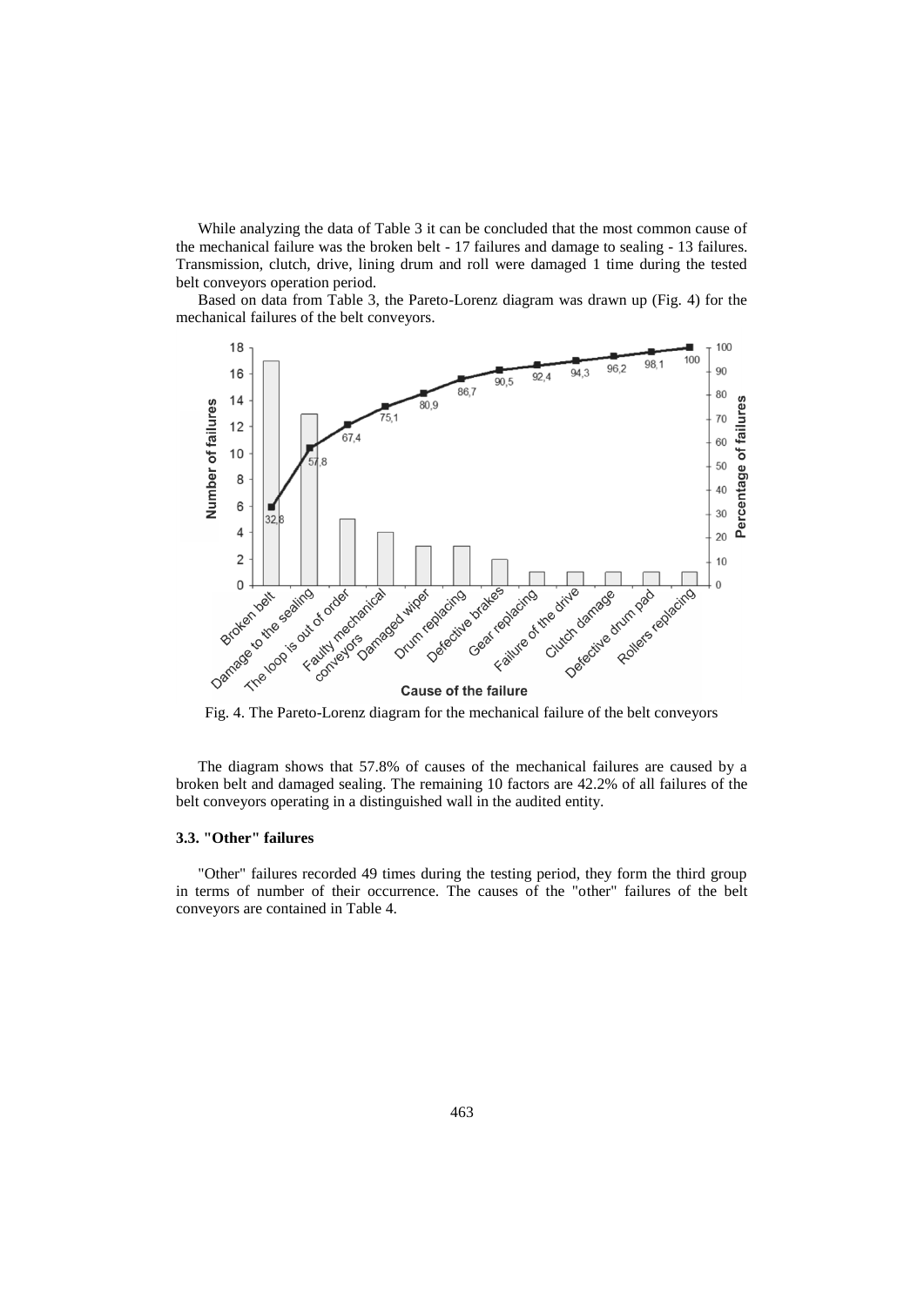While analyzing the data of Table 3 it can be concluded that the most common cause of the mechanical failure was the broken belt - 17 failures and damage to sealing - 13 failures. Transmission, clutch, drive, lining drum and roll were damaged 1 time during the tested belt conveyors operation period.

Based on data from Table 3, the Pareto-Lorenz diagram was drawn up (Fig. 4) for the mechanical failures of the belt conveyors.

Fig. 4. The Pareto-Lorenz diagram for the mechanical failure of the belt conveyors

The diagram shows that 57.8% of causes of the mechanical failures are caused by a broken belt and damaged sealing. The remaining 10 factors are 42.2% of all failures of the belt conveyors operating in a distinguished wall in the audited entity.

### 3.3. "Other" failures

"Other" failures recorded 49 times during the testing period, they form the third group in terms of number of their occurrence. The causes of the "other" failures of the belt conveyors are contained in Table 4.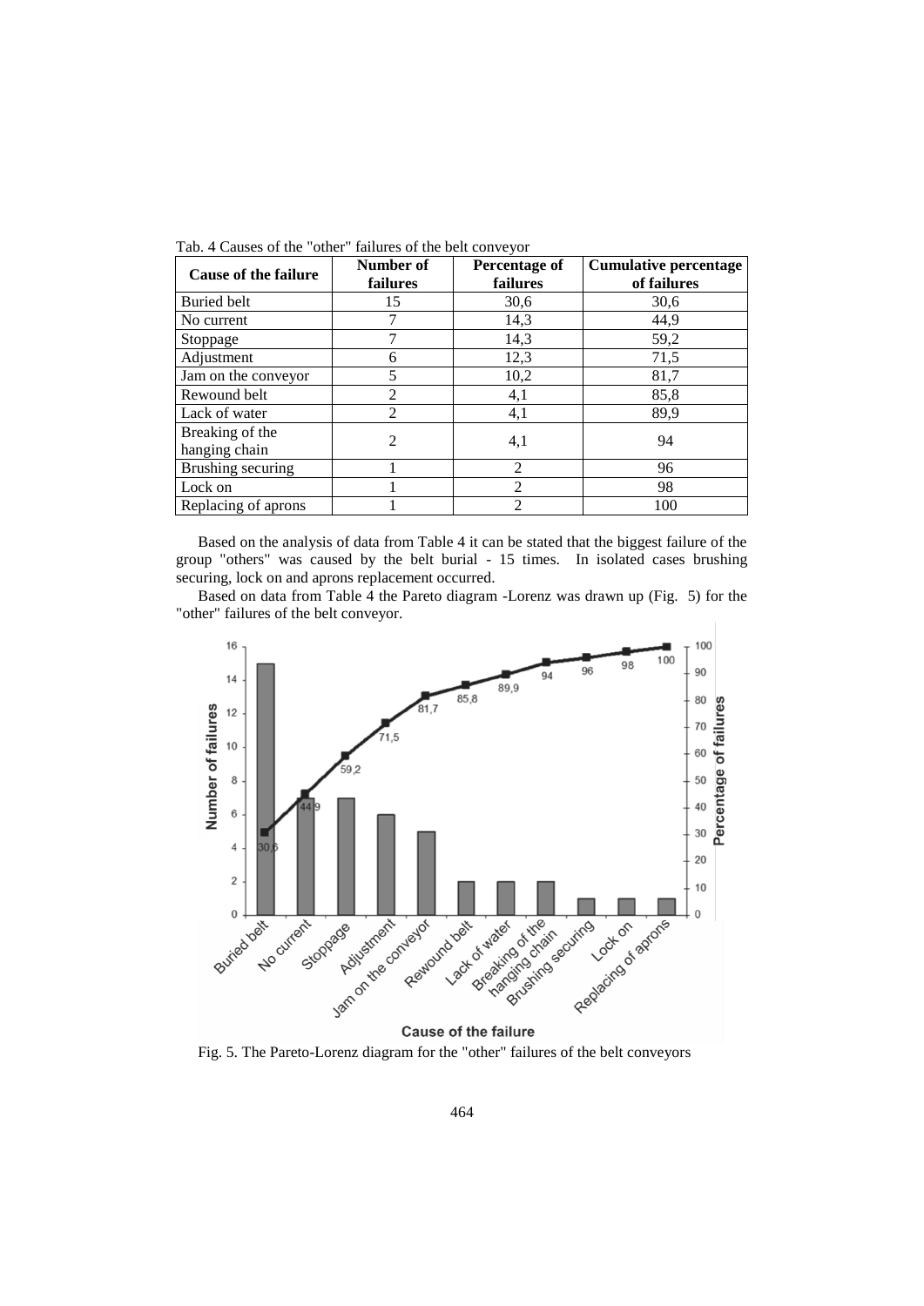Tab. 4 Causes of the "other" failures of the belt conveyor

| Cause of the failure | Number of failures | Percentage of failures | Cumulative percentage of failures |
|---|---|---|---|
| Buried belt | 15 | 30,6 | 30,6 |
| No current | 7 | 14,3 | 44,9 |
| Stoppage | 7 | 14,3 | 59,2 |
| Adjustment | 6 | 12,3 | 71,5 |
| Jam on the conveyor | 5 | 10,2 | 81,7 |
| Rewound belt | 2 | 4,1 | 85,8 |
| Lack of water | 2 | 4,1 | 89,9 |
| Breaking of the hanging chain | 2 | 4,1 | 94 |
| Brushing securing | 1 | 2 | 96 |
| Lock on | 1 | 2 | 98 |
| Replacing of aprons | 1 | 2 | 100 |

Based on the analysis of data from Table 4 it can be stated that the biggest failure of the group "others" was caused by the belt burial - 15 times. In isolated cases brushing securing, lock on and aprons replacement occurred.

Based on data from Table 4 the Pareto diagram -Lorenz was drawn up (Fig. 5) for the "other" failures of the belt conveyor.

Fig. 5. The Pareto-Lorenz diagram for the "other" failures of the belt conveyors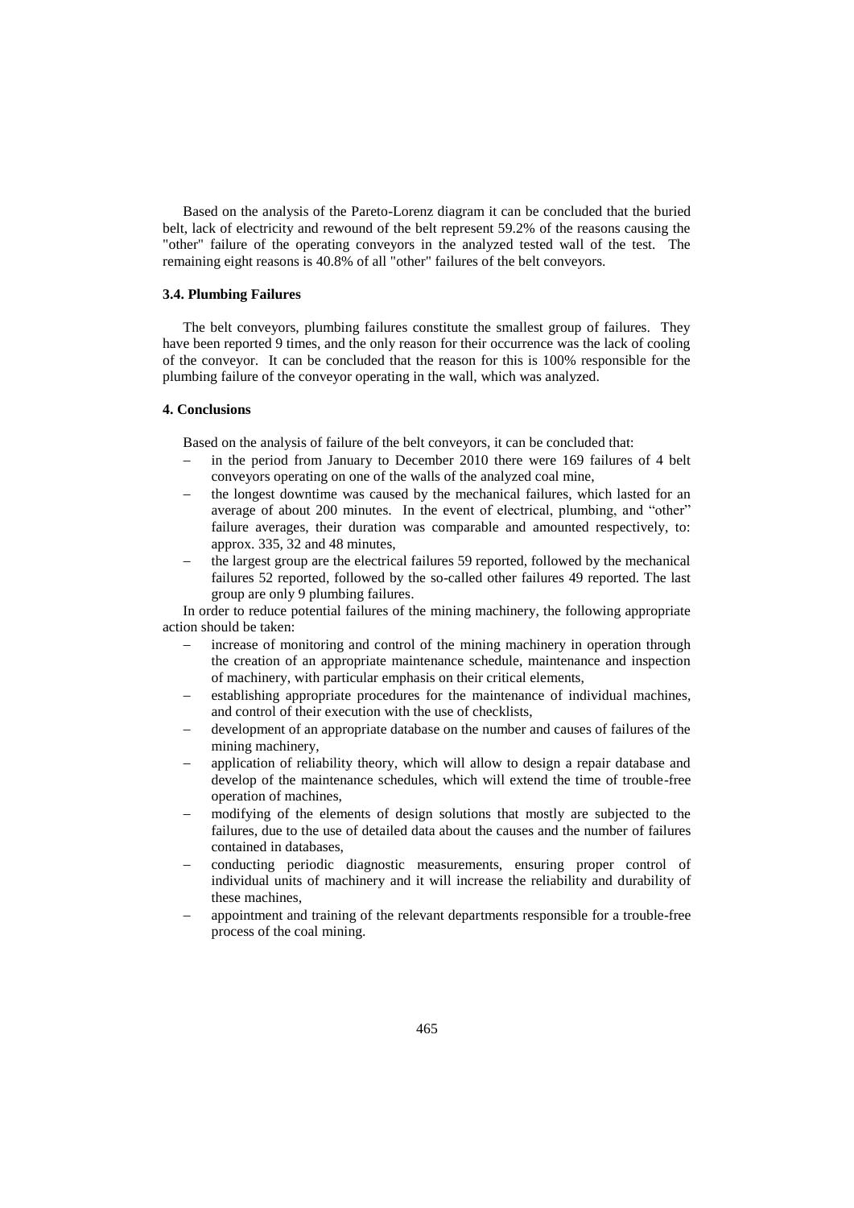Based on the analysis of the Pareto-Lorenz diagram it can be concluded that the buried belt, lack of electricity and rewound of the belt represent 59.2% of the reasons causing the "other" failure of the operating conveyors in the analyzed tested wall of the test. The remaining eight reasons is 40.8% of all "other" failures of the belt conveyors.

### 3.4. Plumbing Failures

The belt conveyors, plumbing failures constitute the smallest group of failures. They have been reported 9 times, and the only reason for their occurrence was the lack of cooling of the conveyor. It can be concluded that the reason for this is 100% responsible for the plumbing failure of the conveyor operating in the wall, which was analyzed.

## 4. Conclusions

Based on the analysis of failure of the belt conveyors, it can be concluded that:

- in the period from January to December 2010 there were 169 failures of 4 belt conveyors operating on one of the walls of the analyzed coal mine,
- the longest downtime was caused by the mechanical failures, which lasted for an average of about 200 minutes. In the event of electrical, plumbing, and "other" failure averages, their duration was comparable and amounted respectively, to: approx. 335, 32 and 48 minutes,
- the largest group are the electrical failures 59 reported, followed by the mechanical failures 52 reported, followed by the so-called other failures 49 reported. The last group are only 9 plumbing failures.

In order to reduce potential failures of the mining machinery, the following appropriate action should be taken:

- increase of monitoring and control of the mining machinery in operation through the creation of an appropriate maintenance schedule, maintenance and inspection of machinery, with particular emphasis on their critical elements,
- establishing appropriate procedures for the maintenance of individual machines, and control of their execution with the use of checklists,
- development of an appropriate database on the number and causes of failures of the mining machinery,
- application of reliability theory, which will allow to design a repair database and develop of the maintenance schedules, which will extend the time of trouble-free operation of machines,
- modifying of the elements of design solutions that mostly are subjected to the failures, due to the use of detailed data about the causes and the number of failures contained in databases,
- conducting periodic diagnostic measurements, ensuring proper control of individual units of machinery and it will increase the reliability and durability of these machines,
- appointment and training of the relevant departments responsible for a trouble-free process of the coal mining.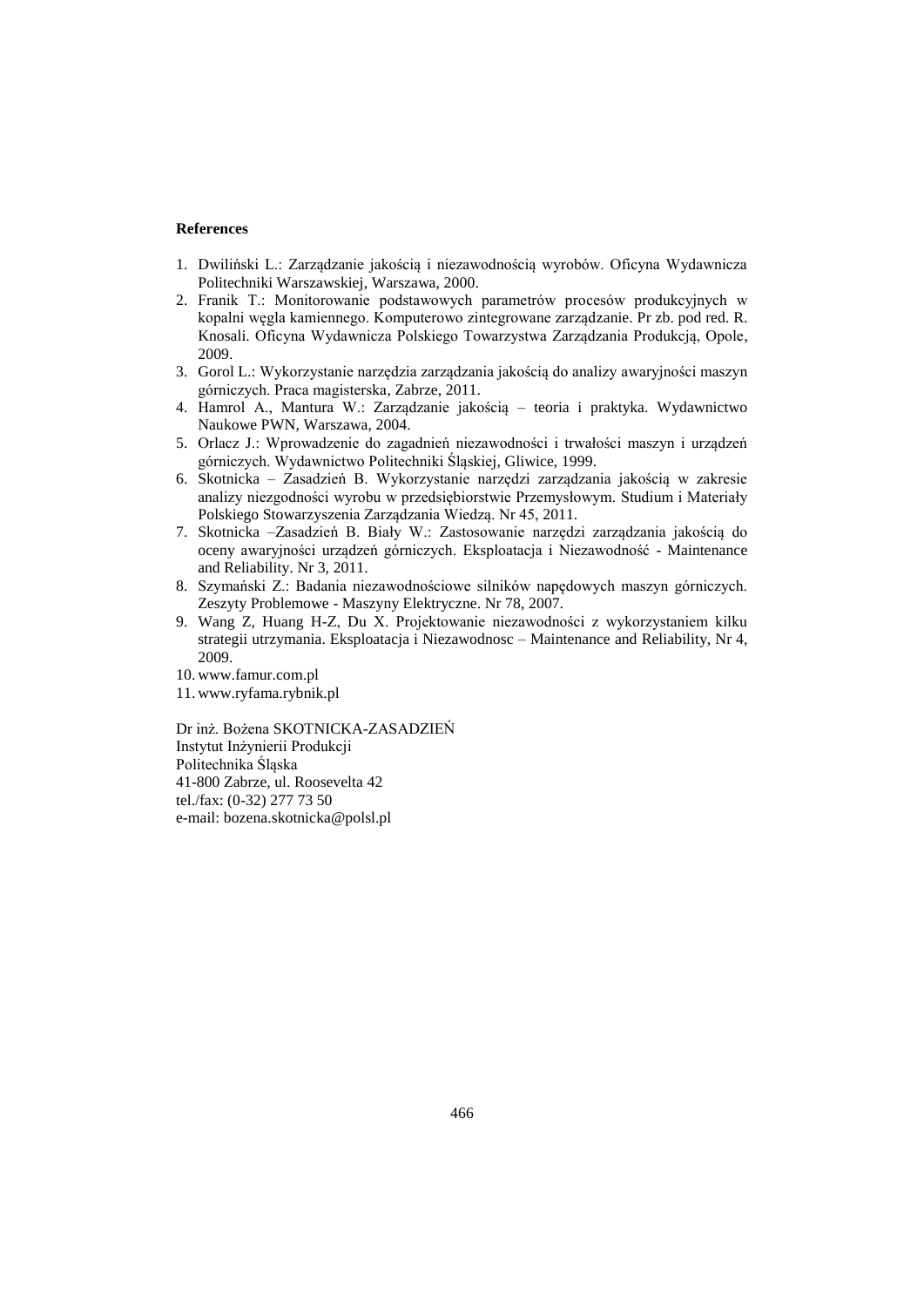**References**

1. Dwiliński L.: Zarządzanie jakością i niezawodnością wyrobów. Oficyna Wydawnicza Politechniki Warszawskiej, Warszawa, 2000.
2. Franik T.: Monitorowanie podstawowych parametrów procesów produkcyjnych w kopalni węgla kamiennego. Komputerowo zintegrowane zarządzanie. Pr zb. pod red. R. Knosali. Oficyna Wydawnicza Polskiego Towarzystwa Zarządzania Produkcją, Opole, 2009.
3. Gorol L.: Wykorzystanie narzędzia zarządzania jakością do analizy awaryjności maszyn górniczych. Praca magisterska, Zabrze, 2011.
4. Hamrol A., Mantura W.: Zarządzanie jakością – teoria i praktyka. Wydawnictwo Naukowe PWN, Warszawa, 2004.
5. Orlacz J.: Wprowadzenie do zagadnień niezawodności i trwałości maszyn i urządzeń górniczych. Wydawnictwo Politechniki Śląskiej, Gliwice, 1999.
6. Skotnicka – Zasadzień B. Wykorzystanie narzędzi zarządzania jakością w zakresie analizy niezgodności wyrobu w przedsiębiorstwie Przemysłowym. Studium i Materiały Polskiego Stowarzyszenia Zarządzania Wiedzą. Nr 45, 2011.
7. Skotnicka –Zasadzień B. Biały W.: Zastosowanie narzędzi zarządzania jakością do oceny awaryjności urządzeń górniczych. Eksploatacja i Niezawodność - Maintenance and Reliability. Nr 3, 2011.
8. Szymański Z.: Badania niezawodnościowe silników napędowych maszyn górniczych. Zeszyty Problemowe - Maszyny Elektryczne. Nr 78, 2007.
9. Wang Z, Huang H-Z, Du X. Projektowanie niezawodności z wykorzystaniem kilku strategii utrzymania. Eksploatacja i Niezawodnosc – Maintenance and Reliability, Nr 4, 2009.
10. www.famur.com.pl
11. www.ryfama.rybnik.pl

Dr inż. Bożena SKOTNICKA-ZASADZIEŃ
Instytut Inżynierii Produkcji
Politechnika Śląska
41-800 Zabrze, ul. Roosevelta 42
tel./fax: (0-32) 277 73 50
e-mail: bozena.skotnicka@polsl.pl